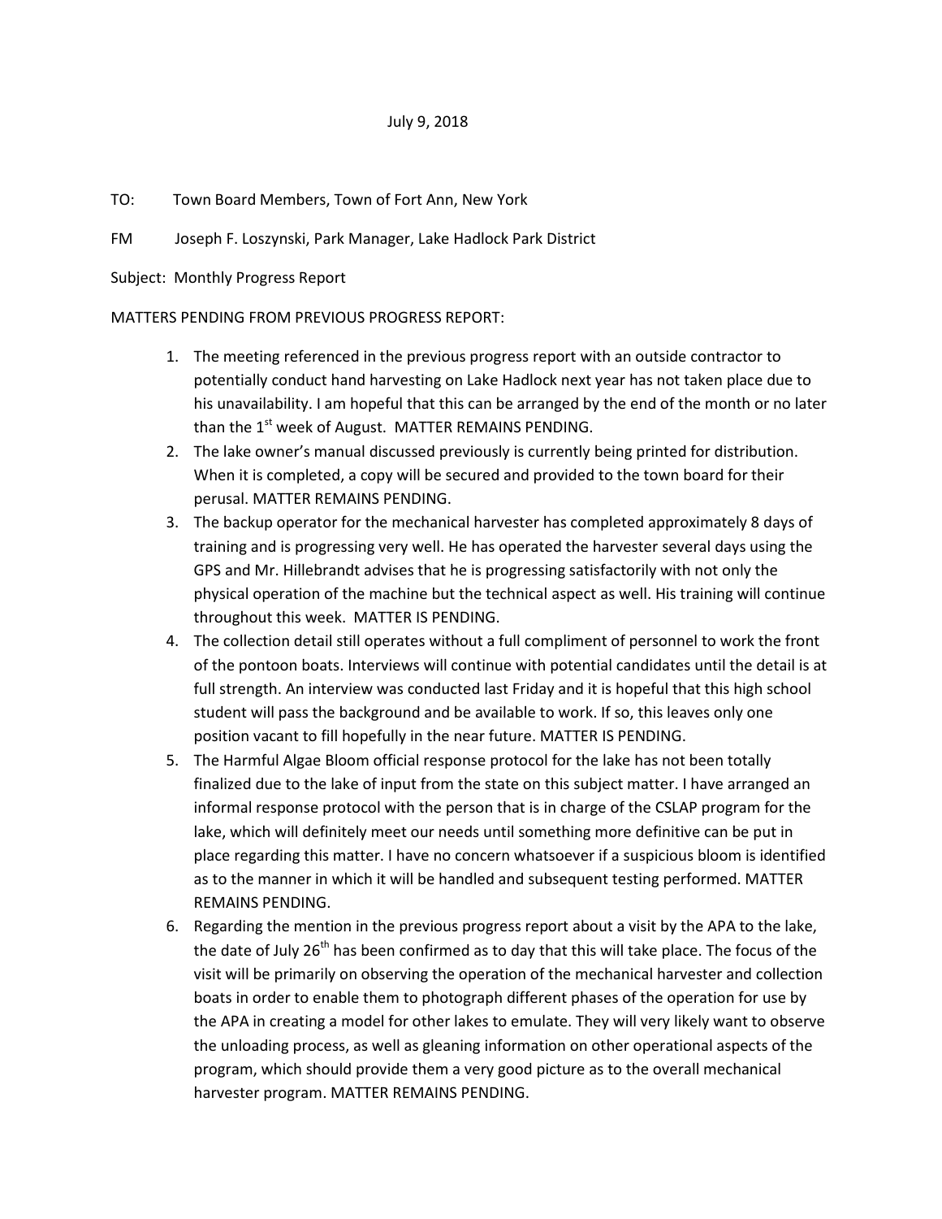July 9, 2018

TO: Town Board Members, Town of Fort Ann, New York

FM Joseph F. Loszynski, Park Manager, Lake Hadlock Park District

Subject: Monthly Progress Report

MATTERS PENDING FROM PREVIOUS PROGRESS REPORT:

1. The meeting referenced in the previous progress report with an outside contractor to potentially conduct hand harvesting on Lake Hadlock next year has not taken place due to his unavailability. I am hopeful that this can be arranged by the end of the month or no later than the 1st week of August. MATTER REMAINS PENDING.
2. The lake owner's manual discussed previously is currently being printed for distribution. When it is completed, a copy will be secured and provided to the town board for their perusal. MATTER REMAINS PENDING.
3. The backup operator for the mechanical harvester has completed approximately 8 days of training and is progressing very well. He has operated the harvester several days using the GPS and Mr. Hillebrandt advises that he is progressing satisfactorily with not only the physical operation of the machine but the technical aspect as well. His training will continue throughout this week. MATTER IS PENDING.
4. The collection detail still operates without a full compliment of personnel to work the front of the pontoon boats. Interviews will continue with potential candidates until the detail is at full strength. An interview was conducted last Friday and it is hopeful that this high school student will pass the background and be available to work. If so, this leaves only one position vacant to fill hopefully in the near future. MATTER IS PENDING.
5. The Harmful Algae Bloom official response protocol for the lake has not been totally finalized due to the lake of input from the state on this subject matter. I have arranged an informal response protocol with the person that is in charge of the CSLAP program for the lake, which will definitely meet our needs until something more definitive can be put in place regarding this matter. I have no concern whatsoever if a suspicious bloom is identified as to the manner in which it will be handled and subsequent testing performed. MATTER REMAINS PENDING.
6. Regarding the mention in the previous progress report about a visit by the APA to the lake, the date of July 26th has been confirmed as to day that this will take place. The focus of the visit will be primarily on observing the operation of the mechanical harvester and collection boats in order to enable them to photograph different phases of the operation for use by the APA in creating a model for other lakes to emulate. They will very likely want to observe the unloading process, as well as gleaning information on other operational aspects of the program, which should provide them a very good picture as to the overall mechanical harvester program. MATTER REMAINS PENDING.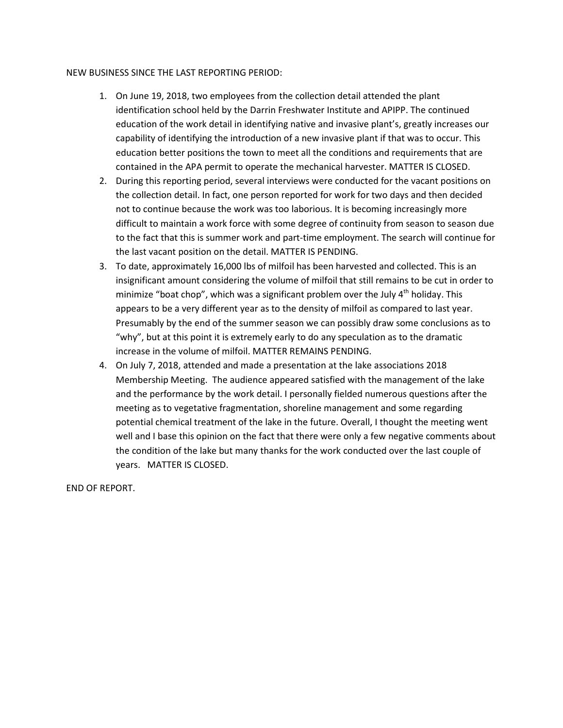NEW BUSINESS SINCE THE LAST REPORTING PERIOD:

1. On June 19, 2018, two employees from the collection detail attended the plant identification school held by the Darrin Freshwater Institute and APIPP. The continued education of the work detail in identifying native and invasive plant's, greatly increases our capability of identifying the introduction of a new invasive plant if that was to occur. This education better positions the town to meet all the conditions and requirements that are contained in the APA permit to operate the mechanical harvester. MATTER IS CLOSED.
2. During this reporting period, several interviews were conducted for the vacant positions on the collection detail. In fact, one person reported for work for two days and then decided not to continue because the work was too laborious. It is becoming increasingly more difficult to maintain a work force with some degree of continuity from season to season due to the fact that this is summer work and part-time employment. The search will continue for the last vacant position on the detail. MATTER IS PENDING.
3. To date, approximately 16,000 lbs of milfoil has been harvested and collected. This is an insignificant amount considering the volume of milfoil that still remains to be cut in order to minimize "boat chop", which was a significant problem over the July 4th holiday. This appears to be a very different year as to the density of milfoil as compared to last year. Presumably by the end of the summer season we can possibly draw some conclusions as to "why", but at this point it is extremely early to do any speculation as to the dramatic increase in the volume of milfoil. MATTER REMAINS PENDING.
4. On July 7, 2018, attended and made a presentation at the lake associations 2018 Membership Meeting. The audience appeared satisfied with the management of the lake and the performance by the work detail. I personally fielded numerous questions after the meeting as to vegetative fragmentation, shoreline management and some regarding potential chemical treatment of the lake in the future. Overall, I thought the meeting went well and I base this opinion on the fact that there were only a few negative comments about the condition of the lake but many thanks for the work conducted over the last couple of years. MATTER IS CLOSED.

END OF REPORT.